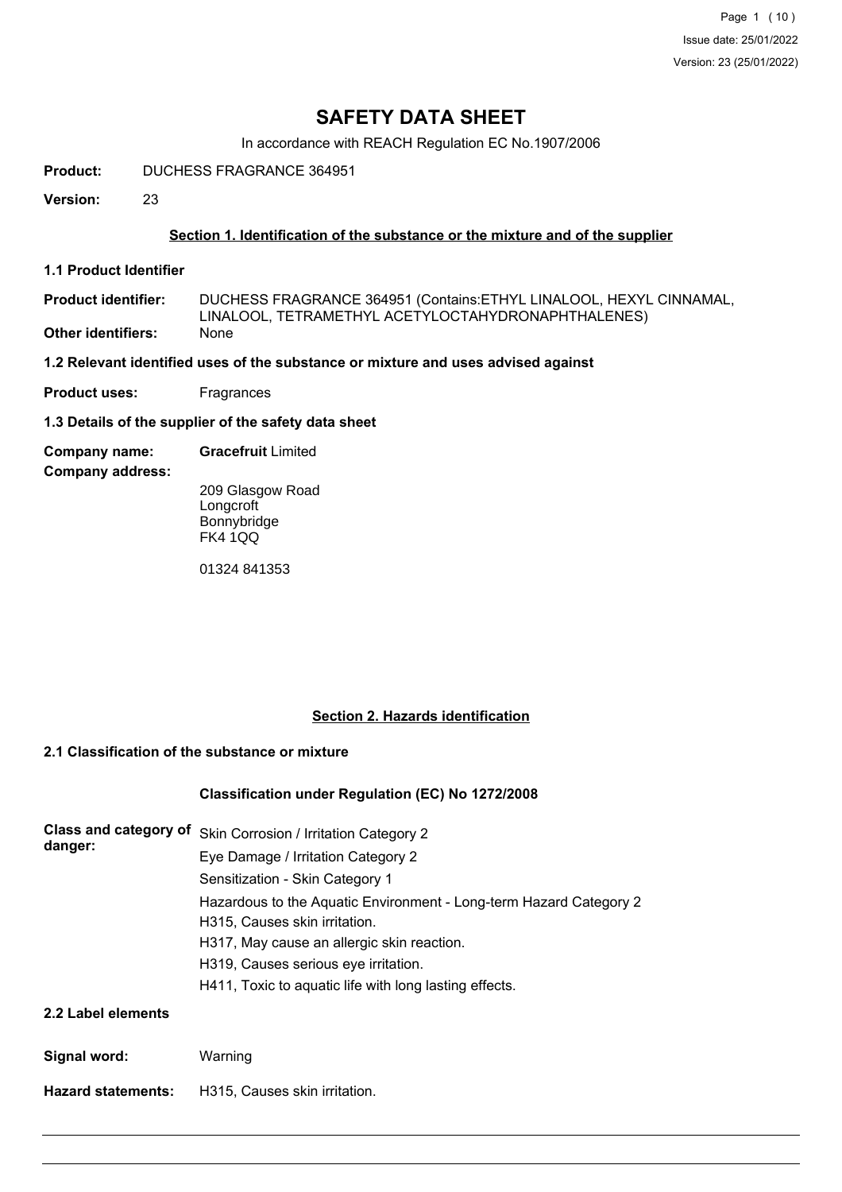# SAFETY DATA SHEET

In accordance with REACH Regulation EC No.1907/2006

**Product:** DUCHESS FRAGRANCE 364951

**Version:** 23

## Section 1. Identification of the substance or the mixture and of the supplier

### 1.1 Product Identifier

**Product identifier:** DUCHESS FRAGRANCE 364951 (Contains:ETHYL LINALOOL, HEXYL CINNAMAL, LINALOOL, TETRAMETHYL ACETYLOCTAHYDRONAPHTHALENES)

**Other identifiers:** None

### 1.2 Relevant identified uses of the substance or mixture and uses advised against

**Product uses:** Fragrances

### 1.3 Details of the supplier of the safety data sheet

**Company name:** **Gracefruit** Limited

**Company address:**

209 Glasgow Road
Longcroft
Bonnybridge
FK4 1QQ

01324 841353

## Section 2. Hazards identification

### 2.1 Classification of the substance or mixture

**Classification under Regulation (EC) No 1272/2008**

**Class and category of danger:**

Skin Corrosion / Irritation Category 2
Eye Damage / Irritation Category 2
Sensitization - Skin Category 1
Hazardous to the Aquatic Environment - Long-term Hazard Category 2
H315, Causes skin irritation.
H317, May cause an allergic skin reaction.
H319, Causes serious eye irritation.
H411, Toxic to aquatic life with long lasting effects.

### 2.2 Label elements

**Signal word:** Warning

**Hazard statements:** H315, Causes skin irritation.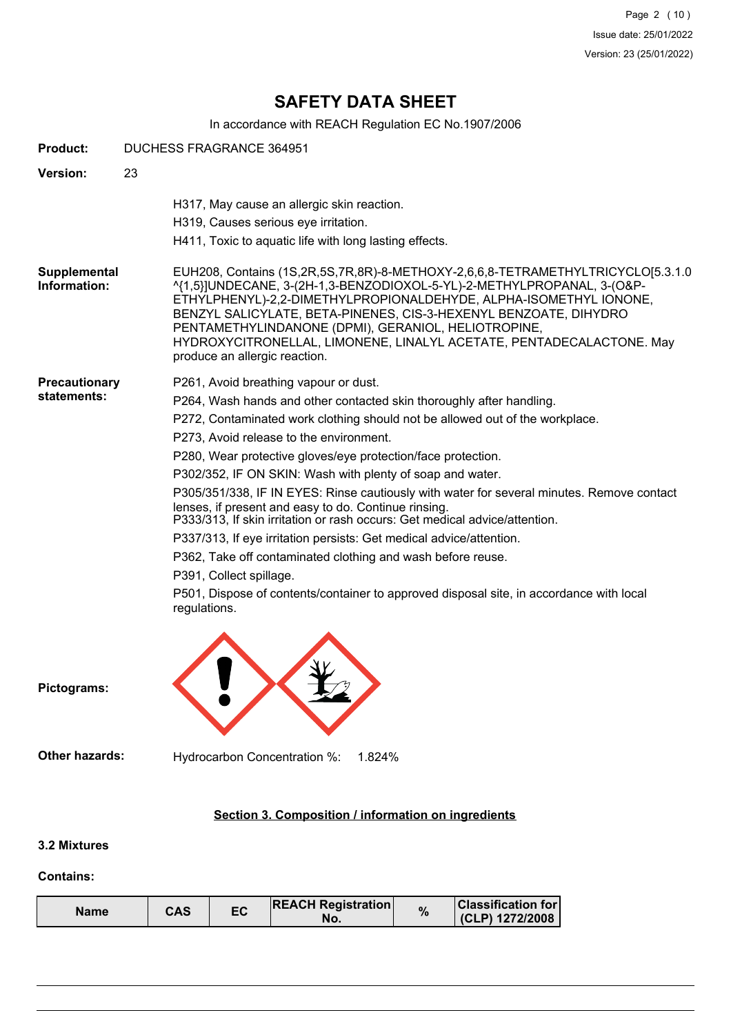# SAFETY DATA SHEET

In accordance with REACH Regulation EC No.1907/2006

**Product:** DUCHESS FRAGRANCE 364951

**Version:** 23

H317, May cause an allergic skin reaction.

H319, Causes serious eye irritation.

H411, Toxic to aquatic life with long lasting effects.

**Supplemental Information:** EUH208, Contains (1S,2R,5S,7R,8R)-8-METHOXY-2,6,6,8-TETRAMETHYLTRICYCLO[5.3.1.0^{1,5}]UNDECANE, 3-(2H-1,3-BENZODIOXOL-5-YL)-2-METHYLPROPANAL, 3-(O&P-ETHYLPHENYL)-2,2-DIMETHYLPROPIONALDEHYDE, ALPHA-ISOMETHYL IONONE, BENZYL SALICYLATE, BETA-PINENES, CIS-3-HEXENYL BENZOATE, DIHYDRO PENTAMETHYLINDANONE (DPMI), GERANIOL, HELIOTROPINE, HYDROXYCITRONELLAL, LIMONENE, LINALYL ACETATE, PENTADECALACTONE. May produce an allergic reaction.

**Precautionary statements:**

P261, Avoid breathing vapour or dust.

P264, Wash hands and other contacted skin thoroughly after handling.

P272, Contaminated work clothing should not be allowed out of the workplace.

P273, Avoid release to the environment.

P280, Wear protective gloves/eye protection/face protection.

P302/352, IF ON SKIN: Wash with plenty of soap and water.

P305/351/338, IF IN EYES: Rinse cautiously with water for several minutes. Remove contact lenses, if present and easy to do. Continue rinsing.

P333/313, If skin irritation or rash occurs: Get medical advice/attention.

P337/313, If eye irritation persists: Get medical advice/attention.

P362, Take off contaminated clothing and wash before reuse.

P391, Collect spillage.

P501, Dispose of contents/container to approved disposal site, in accordance with local regulations.

**Pictograms:**

**Other hazards:** Hydrocarbon Concentration %: 1.824%

## Section 3. Composition / information on ingredients

### 3.2 Mixtures

**Contains:**

| Name | CAS | EC | REACH Registration No. | % | Classification for (CLP) 1272/2008 |
|---|---|---|---|---|---|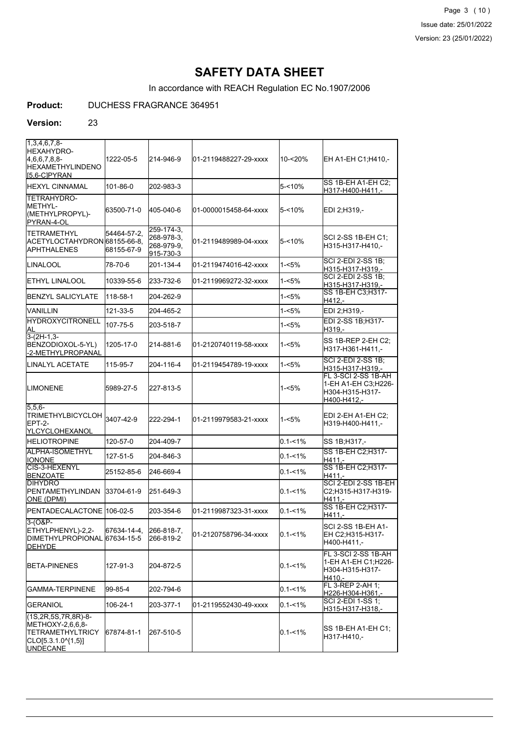# SAFETY DATA SHEET

In accordance with REACH Regulation EC No.1907/2006

**Product:** DUCHESS FRAGRANCE 364951

**Version:** 23

| | | | | | |
|---|---|---|---|---|---|
| 1,3,4,6,7,8-HEXAHYDRO-4,6,6,7,8,8-HEXAMETHYLINDENO[5,6-C]PYRAN | 1222-05-5 | 214-946-9 | 01-2119488227-29-xxxx | 10-<20% | EH A1-EH C1;H410,- |
| HEXYL CINNAMAL | 101-86-0 | 202-983-3 | | 5-<10% | SS 1B-EH A1-EH C2;H317-H400-H411,- |
| TETRAHYDRO-METHYL-(METHYLPROPYL)-PYRAN-4-OL | 63500-71-0 | 405-040-6 | 01-0000015458-64-xxxx | 5-<10% | EDI 2;H319,- |
| TETRAMETHYL ACETYLOCTAHYDRONAPHTHALENES | 54464-57-2, 68155-66-8, 68155-67-9 | 259-174-3, 268-978-3, 268-979-9, 915-730-3 | 01-2119489989-04-xxxx | 5-<10% | SCI 2-SS 1B-EH C1;H315-H317-H410,- |
| LINALOOL | 78-70-6 | 201-134-4 | 01-2119474016-42-xxxx | 1-<5% | SCI 2-EDI 2-SS 1B;H315-H317-H319,- |
| ETHYL LINALOOL | 10339-55-6 | 233-732-6 | 01-2119969272-32-xxxx | 1-<5% | SCI 2-EDI 2-SS 1B;H315-H317-H319,- |
| BENZYL SALICYLATE | 118-58-1 | 204-262-9 | | 1-<5% | SS 1B-EH C3;H317-H412,- |
| VANILLIN | 121-33-5 | 204-465-2 | | 1-<5% | EDI 2;H319,- |
| HYDROXYCITRONELLAL | 107-75-5 | 203-518-7 | | 1-<5% | EDI 2-SS 1B;H317-H319,- |
| 3-(2H-1,3-BENZODIOXOL-5-YL)-2-METHYLPROPANAL | 1205-17-0 | 214-881-6 | 01-2120740119-58-xxxx | 1-<5% | SS 1B-REP 2-EH C2;H317-H361-H411,- |
| LINALYL ACETATE | 115-95-7 | 204-116-4 | 01-2119454789-19-xxxx | 1-<5% | SCI 2-EDI 2-SS 1B;H315-H317-H319,- |
| LIMONENE | 5989-27-5 | 227-813-5 | | 1-<5% | FL 3-SCI 2-SS 1B-AH 1-EH A1-EH C3;H226-H304-H315-H317-H400-H412,- |
| 5,5,6-TRIMETHYLBICYCLOHEPT-2-YLCYCLOHEXANOL | 3407-42-9 | 222-294-1 | 01-2119979583-21-xxxx | 1-<5% | EDI 2-EH A1-EH C2;H319-H400-H411,- |
| HELIOTROPINE | 120-57-0 | 204-409-7 | | 0.1-<1% | SS 1B;H317,- |
| ALPHA-ISOMETHYL IONONE | 127-51-5 | 204-846-3 | | 0.1-<1% | SS 1B-EH C2;H317-H411,- |
| CIS-3-HEXENYL BENZOATE | 25152-85-6 | 246-669-4 | | 0.1-<1% | SS 1B-EH C2;H317-H411,- |
| DIHYDRO PENTAMETHYLINDANONE (DPMI) | 33704-61-9 | 251-649-3 | | 0.1-<1% | SCI 2-EDI 2-SS 1B-EH C2;H315-H317-H319-H411,- |
| PENTADECALACTONE | 106-02-5 | 203-354-6 | 01-2119987323-31-xxxx | 0.1-<1% | SS 1B-EH C2;H317-H411,- |
| 3-(O&P-ETHYLPHENYL)-2,2-DIMETHYLPROPIONALDEHYDE | 67634-14-4, 67634-15-5 | 266-818-7, 266-819-2 | 01-2120758796-34-xxxx | 0.1-<1% | SCI 2-SS 1B-EH A1-EH C2;H315-H317-H400-H411,- |
| BETA-PINENES | 127-91-3 | 204-872-5 | | 0.1-<1% | FL 3-SCI 2-SS 1B-AH 1-EH A1-EH C1;H226-H304-H315-H317-H410,- |
| GAMMA-TERPINENE | 99-85-4 | 202-794-6 | | 0.1-<1% | FL 3-REP 2-AH 1;H226-H304-H361,- |
| GERANIOL | 106-24-1 | 203-377-1 | 01-2119552430-49-xxxx | 0.1-<1% | SCI 2-EDI 1-SS 1;H315-H317-H318,- |
| (1S,2R,5S,7R,8R)-8-METHOXY-2,6,6,8-TETRAMETHYLTRICYCLO[5.3.1.0^{1,5}]UNDECANE | 67874-81-1 | 267-510-5 | | 0.1-<1% | SS 1B-EH A1-EH C1;H317-H410,- |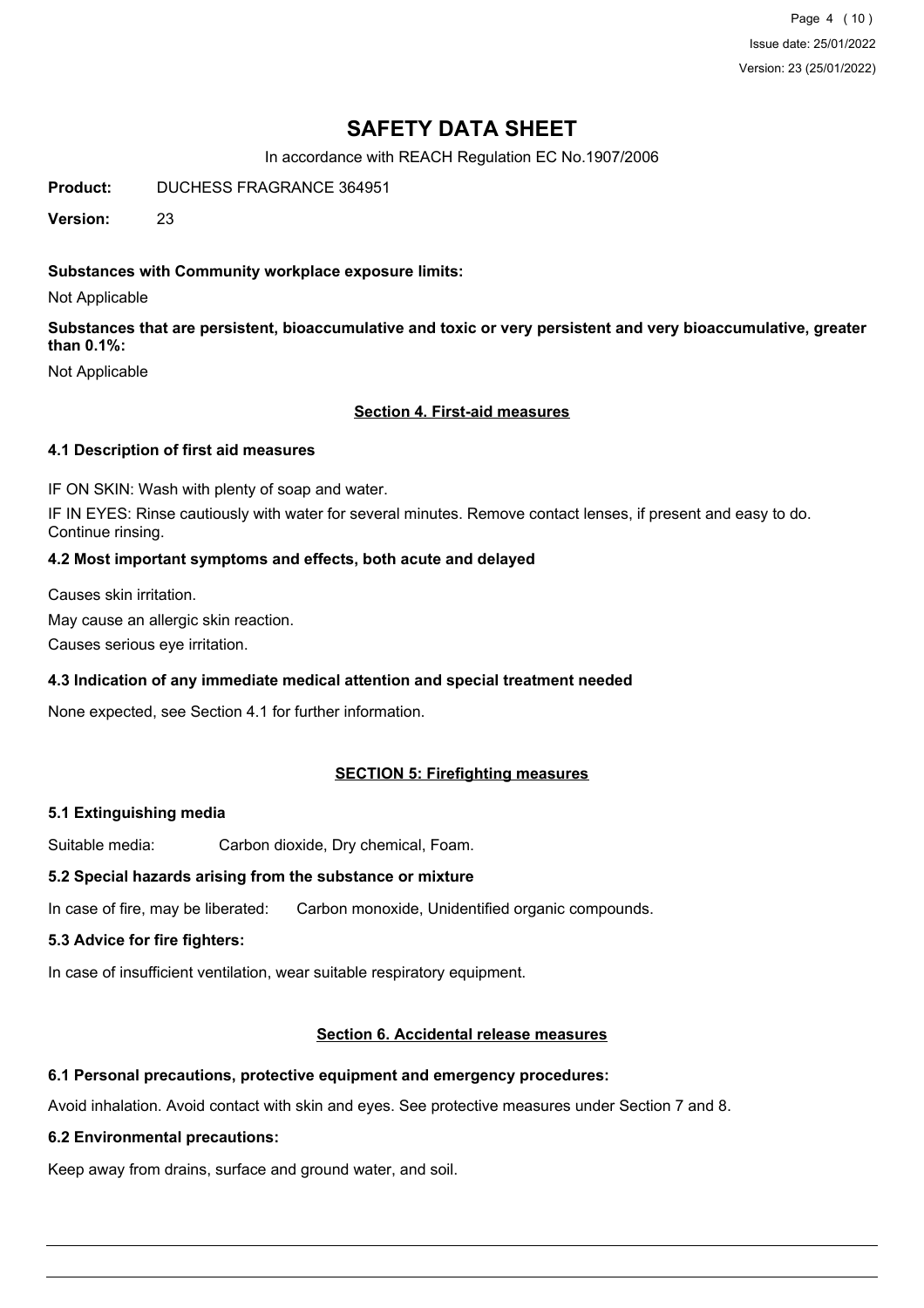**Substances with Community workplace exposure limits:**

Not Applicable

**Substances that are persistent, bioaccumulative and toxic or very persistent and very bioaccumulative, greater than 0.1%:**

Not Applicable

## Section 4. First-aid measures

### 4.1 Description of first aid measures

IF ON SKIN: Wash with plenty of soap and water.

IF IN EYES: Rinse cautiously with water for several minutes. Remove contact lenses, if present and easy to do. Continue rinsing.

### 4.2 Most important symptoms and effects, both acute and delayed

Causes skin irritation.

May cause an allergic skin reaction.

Causes serious eye irritation.

### 4.3 Indication of any immediate medical attention and special treatment needed

None expected, see Section 4.1 for further information.

## SECTION 5: Firefighting measures

### 5.1 Extinguishing media

Suitable media: Carbon dioxide, Dry chemical, Foam.

### 5.2 Special hazards arising from the substance or mixture

In case of fire, may be liberated: Carbon monoxide, Unidentified organic compounds.

### 5.3 Advice for fire fighters:

In case of insufficient ventilation, wear suitable respiratory equipment.

## Section 6. Accidental release measures

### 6.1 Personal precautions, protective equipment and emergency procedures:

Avoid inhalation. Avoid contact with skin and eyes. See protective measures under Section 7 and 8.

### 6.2 Environmental precautions:

Keep away from drains, surface and ground water, and soil.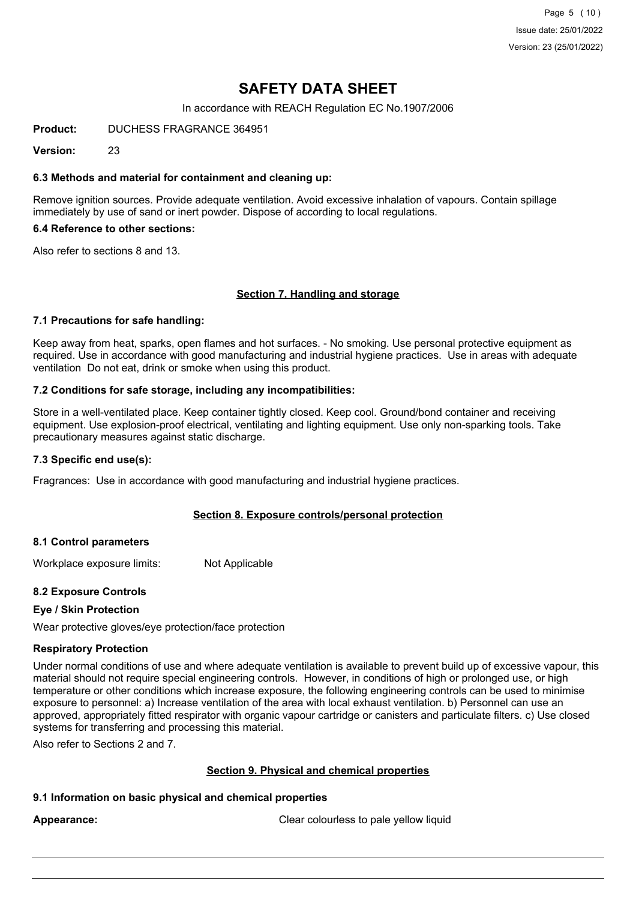# SAFETY DATA SHEET

In accordance with REACH Regulation EC No.1907/2006

**Product:** DUCHESS FRAGRANCE 364951

**Version:** 23

### 6.3 Methods and material for containment and cleaning up:

Remove ignition sources. Provide adequate ventilation. Avoid excessive inhalation of vapours. Contain spillage immediately by use of sand or inert powder. Dispose of according to local regulations.

### 6.4 Reference to other sections:

Also refer to sections 8 and 13.

## Section 7. Handling and storage

### 7.1 Precautions for safe handling:

Keep away from heat, sparks, open flames and hot surfaces. - No smoking. Use personal protective equipment as required. Use in accordance with good manufacturing and industrial hygiene practices. Use in areas with adequate ventilation Do not eat, drink or smoke when using this product.

### 7.2 Conditions for safe storage, including any incompatibilities:

Store in a well-ventilated place. Keep container tightly closed. Keep cool. Ground/bond container and receiving equipment. Use explosion-proof electrical, ventilating and lighting equipment. Use only non-sparking tools. Take precautionary measures against static discharge.

### 7.3 Specific end use(s):

Fragrances: Use in accordance with good manufacturing and industrial hygiene practices.

## Section 8. Exposure controls/personal protection

### 8.1 Control parameters

Workplace exposure limits: Not Applicable

### 8.2 Exposure Controls

**Eye / Skin Protection**

Wear protective gloves/eye protection/face protection

**Respiratory Protection**

Under normal conditions of use and where adequate ventilation is available to prevent build up of excessive vapour, this material should not require special engineering controls. However, in conditions of high or prolonged use, or high temperature or other conditions which increase exposure, the following engineering controls can be used to minimise exposure to personnel: a) Increase ventilation of the area with local exhaust ventilation. b) Personnel can use an approved, appropriately fitted respirator with organic vapour cartridge or canisters and particulate filters. c) Use closed systems for transferring and processing this material.

Also refer to Sections 2 and 7.

## Section 9. Physical and chemical properties

### 9.1 Information on basic physical and chemical properties

**Appearance:** Clear colourless to pale yellow liquid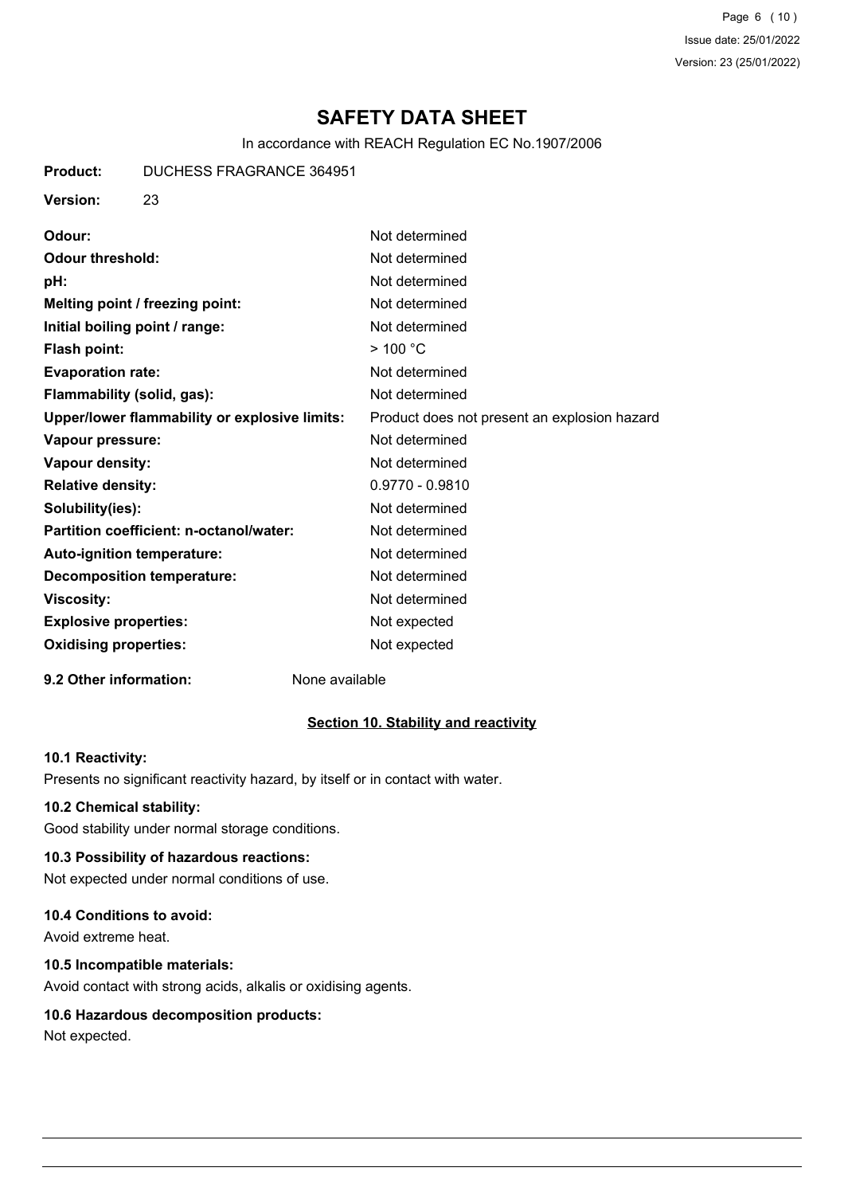# SAFETY DATA SHEET

In accordance with REACH Regulation EC No.1907/2006

**Product:** DUCHESS FRAGRANCE 364951

**Version:** 23

| | |
|---|---|
| **Odour:** | Not determined |
| **Odour threshold:** | Not determined |
| **pH:** | Not determined |
| **Melting point / freezing point:** | Not determined |
| **Initial boiling point / range:** | Not determined |
| **Flash point:** | > 100 °C |
| **Evaporation rate:** | Not determined |
| **Flammability (solid, gas):** | Not determined |
| **Upper/lower flammability or explosive limits:** | Product does not present an explosion hazard |
| **Vapour pressure:** | Not determined |
| **Vapour density:** | Not determined |
| **Relative density:** | 0.9770 - 0.9810 |
| **Solubility(ies):** | Not determined |
| **Partition coefficient: n-octanol/water:** | Not determined |
| **Auto-ignition temperature:** | Not determined |
| **Decomposition temperature:** | Not determined |
| **Viscosity:** | Not determined |
| **Explosive properties:** | Not expected |
| **Oxidising properties:** | Not expected |

**9.2 Other information:** None available

## Section 10. Stability and reactivity

### 10.1 Reactivity:

Presents no significant reactivity hazard, by itself or in contact with water.

### 10.2 Chemical stability:

Good stability under normal storage conditions.

### 10.3 Possibility of hazardous reactions:

Not expected under normal conditions of use.

### 10.4 Conditions to avoid:

Avoid extreme heat.

### 10.5 Incompatible materials:

Avoid contact with strong acids, alkalis or oxidising agents.

### 10.6 Hazardous decomposition products:

Not expected.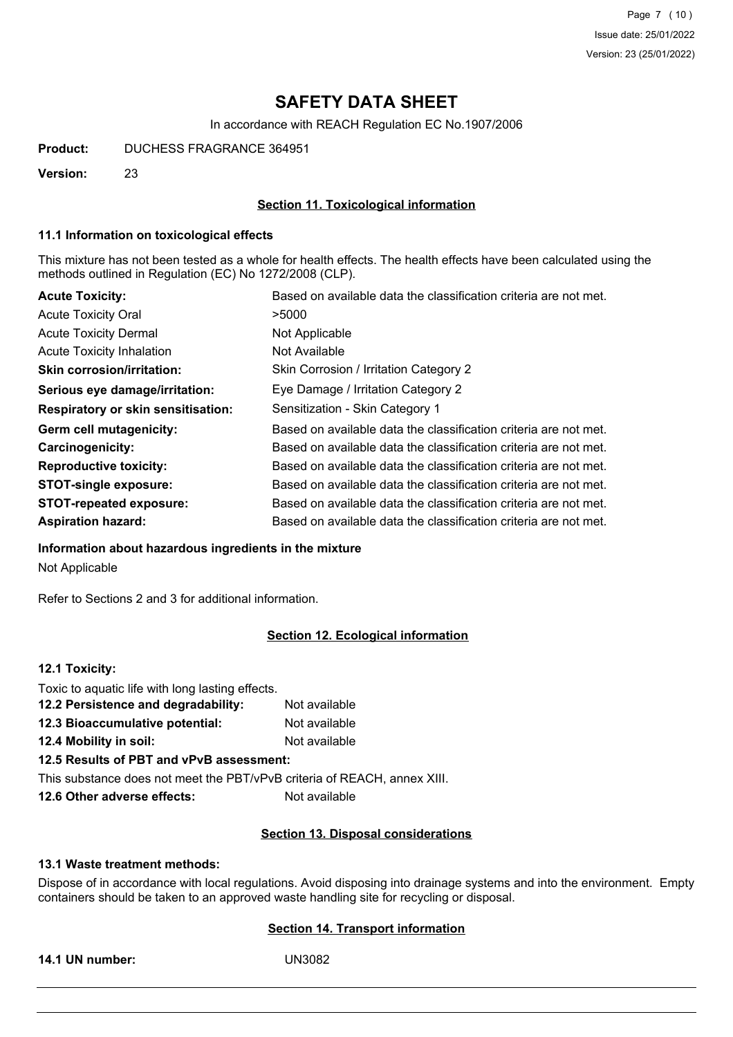# SAFETY DATA SHEET

In accordance with REACH Regulation EC No.1907/2006

**Product:** DUCHESS FRAGRANCE 364951

**Version:** 23

## Section 11. Toxicological information

### 11.1 Information on toxicological effects

This mixture has not been tested as a whole for health effects. The health effects have been calculated using the methods outlined in Regulation (EC) No 1272/2008 (CLP).

| | |
|---|---|
| **Acute Toxicity:** | Based on available data the classification criteria are not met. |
| Acute Toxicity Oral | >5000 |
| Acute Toxicity Dermal | Not Applicable |
| Acute Toxicity Inhalation | Not Available |
| **Skin corrosion/irritation:** | Skin Corrosion / Irritation Category 2 |
| **Serious eye damage/irritation:** | Eye Damage / Irritation Category 2 |
| **Respiratory or skin sensitisation:** | Sensitization - Skin Category 1 |
| **Germ cell mutagenicity:** | Based on available data the classification criteria are not met. |
| **Carcinogenicity:** | Based on available data the classification criteria are not met. |
| **Reproductive toxicity:** | Based on available data the classification criteria are not met. |
| **STOT-single exposure:** | Based on available data the classification criteria are not met. |
| **STOT-repeated exposure:** | Based on available data the classification criteria are not met. |
| **Aspiration hazard:** | Based on available data the classification criteria are not met. |

**Information about hazardous ingredients in the mixture**

Not Applicable

Refer to Sections 2 and 3 for additional information.

## Section 12. Ecological information

**12.1 Toxicity:**

Toxic to aquatic life with long lasting effects.

| | |
|---|---|
| **12.2 Persistence and degradability:** | Not available |
| **12.3 Bioaccumulative potential:** | Not available |
| **12.4 Mobility in soil:** | Not available |

**12.5 Results of PBT and vPvB assessment:**

This substance does not meet the PBT/vPvB criteria of REACH, annex XIII.

**12.6 Other adverse effects:** Not available

## Section 13. Disposal considerations

**13.1 Waste treatment methods:**

Dispose of in accordance with local regulations. Avoid disposing into drainage systems and into the environment. Empty containers should be taken to an approved waste handling site for recycling or disposal.

## Section 14. Transport information

**14.1 UN number:** UN3082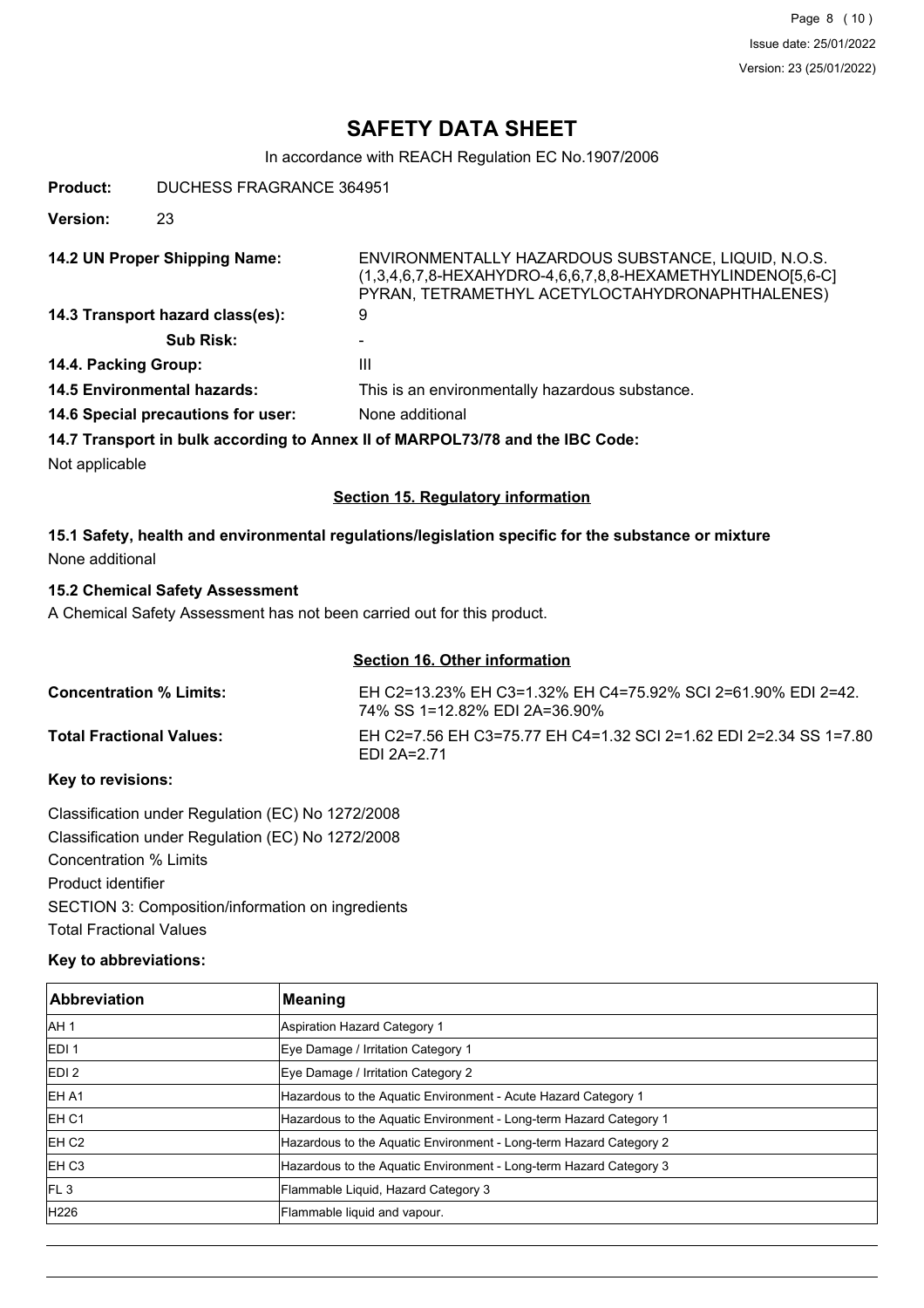# SAFETY DATA SHEET

In accordance with REACH Regulation EC No.1907/2006

**Product:** DUCHESS FRAGRANCE 364951

**Version:** 23

**14.2 UN Proper Shipping Name:** ENVIRONMENTALLY HAZARDOUS SUBSTANCE, LIQUID, N.O.S. (1,3,4,6,7,8-HEXAHYDRO-4,6,6,7,8,8-HEXAMETHYLINDENO[5,6-C] PYRAN, TETRAMETHYL ACETYLOCTAHYDRONAPHTHALENES)

**14.3 Transport hazard class(es):** 9

**Sub Risk:** -

**14.4. Packing Group:** III

**14.5 Environmental hazards:** This is an environmentally hazardous substance.

**14.6 Special precautions for user:** None additional

**14.7 Transport in bulk according to Annex II of MARPOL73/78 and the IBC Code:**

Not applicable

## Section 15. Regulatory information

### 15.1 Safety, health and environmental regulations/legislation specific for the substance or mixture

None additional

### 15.2 Chemical Safety Assessment

A Chemical Safety Assessment has not been carried out for this product.

## Section 16. Other information

**Concentration % Limits:** EH C2=13.23% EH C3=1.32% EH C4=75.92% SCI 2=61.90% EDI 2=42.74% SS 1=12.82% EDI 2A=36.90%

**Total Fractional Values:** EH C2=7.56 EH C3=75.77 EH C4=1.32 SCI 2=1.62 EDI 2=2.34 SS 1=7.80 EDI 2A=2.71

**Key to revisions:**

Classification under Regulation (EC) No 1272/2008

Classification under Regulation (EC) No 1272/2008

Concentration % Limits

Product identifier

SECTION 3: Composition/information on ingredients

Total Fractional Values

**Key to abbreviations:**

| Abbreviation | Meaning |
|---|---|
| AH 1 | Aspiration Hazard Category 1 |
| EDI 1 | Eye Damage / Irritation Category 1 |
| EDI 2 | Eye Damage / Irritation Category 2 |
| EH A1 | Hazardous to the Aquatic Environment - Acute Hazard Category 1 |
| EH C1 | Hazardous to the Aquatic Environment - Long-term Hazard Category 1 |
| EH C2 | Hazardous to the Aquatic Environment - Long-term Hazard Category 2 |
| EH C3 | Hazardous to the Aquatic Environment - Long-term Hazard Category 3 |
| FL 3 | Flammable Liquid, Hazard Category 3 |
| H226 | Flammable liquid and vapour. |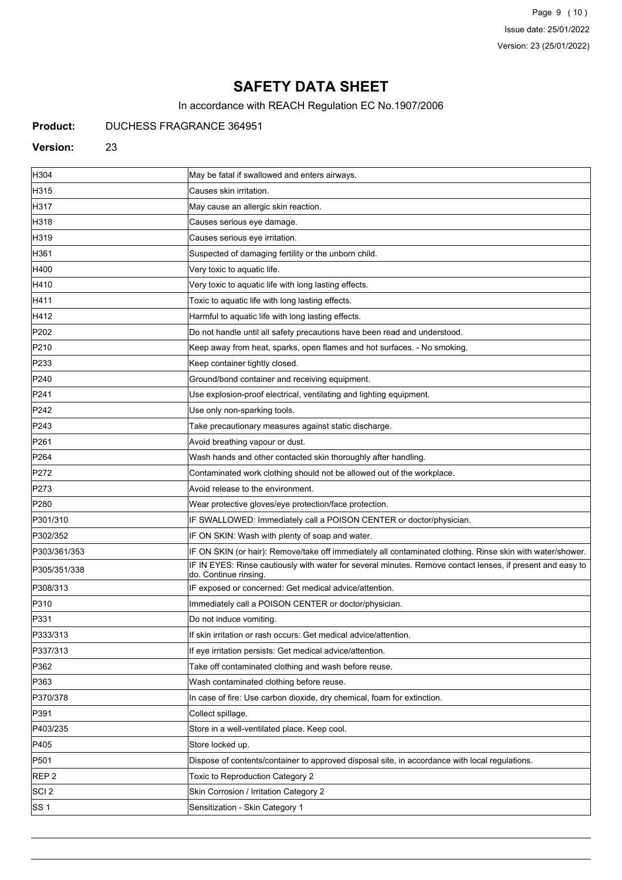# SAFETY DATA SHEET

In accordance with REACH Regulation EC No.1907/2006

**Product:** DUCHESS FRAGRANCE 364951

**Version:** 23

| | |
|---|---|
| H304 | May be fatal if swallowed and enters airways. |
| H315 | Causes skin irritation. |
| H317 | May cause an allergic skin reaction. |
| H318 | Causes serious eye damage. |
| H319 | Causes serious eye irritation. |
| H361 | Suspected of damaging fertility or the unborn child. |
| H400 | Very toxic to aquatic life. |
| H410 | Very toxic to aquatic life with long lasting effects. |
| H411 | Toxic to aquatic life with long lasting effects. |
| H412 | Harmful to aquatic life with long lasting effects. |
| P202 | Do not handle until all safety precautions have been read and understood. |
| P210 | Keep away from heat, sparks, open flames and hot surfaces. - No smoking. |
| P233 | Keep container tightly closed. |
| P240 | Ground/bond container and receiving equipment. |
| P241 | Use explosion-proof electrical, ventilating and lighting equipment. |
| P242 | Use only non-sparking tools. |
| P243 | Take precautionary measures against static discharge. |
| P261 | Avoid breathing vapour or dust. |
| P264 | Wash hands and other contacted skin thoroughly after handling. |
| P272 | Contaminated work clothing should not be allowed out of the workplace. |
| P273 | Avoid release to the environment. |
| P280 | Wear protective gloves/eye protection/face protection. |
| P301/310 | IF SWALLOWED: Immediately call a POISON CENTER or doctor/physician. |
| P302/352 | IF ON SKIN: Wash with plenty of soap and water. |
| P303/361/353 | IF ON SKIN (or hair): Remove/take off immediately all contaminated clothing. Rinse skin with water/shower. |
| P305/351/338 | IF IN EYES: Rinse cautiously with water for several minutes. Remove contact lenses, if present and easy to do. Continue rinsing. |
| P308/313 | IF exposed or concerned: Get medical advice/attention. |
| P310 | Immediately call a POISON CENTER or doctor/physician. |
| P331 | Do not induce vomiting. |
| P333/313 | If skin irritation or rash occurs: Get medical advice/attention. |
| P337/313 | If eye irritation persists: Get medical advice/attention. |
| P362 | Take off contaminated clothing and wash before reuse. |
| P363 | Wash contaminated clothing before reuse. |
| P370/378 | In case of fire: Use carbon dioxide, dry chemical, foam for extinction. |
| P391 | Collect spillage. |
| P403/235 | Store in a well-ventilated place. Keep cool. |
| P405 | Store locked up. |
| P501 | Dispose of contents/container to approved disposal site, in accordance with local regulations. |
| REP 2 | Toxic to Reproduction Category 2 |
| SCI 2 | Skin Corrosion / Irritation Category 2 |
| SS 1 | Sensitization - Skin Category 1 |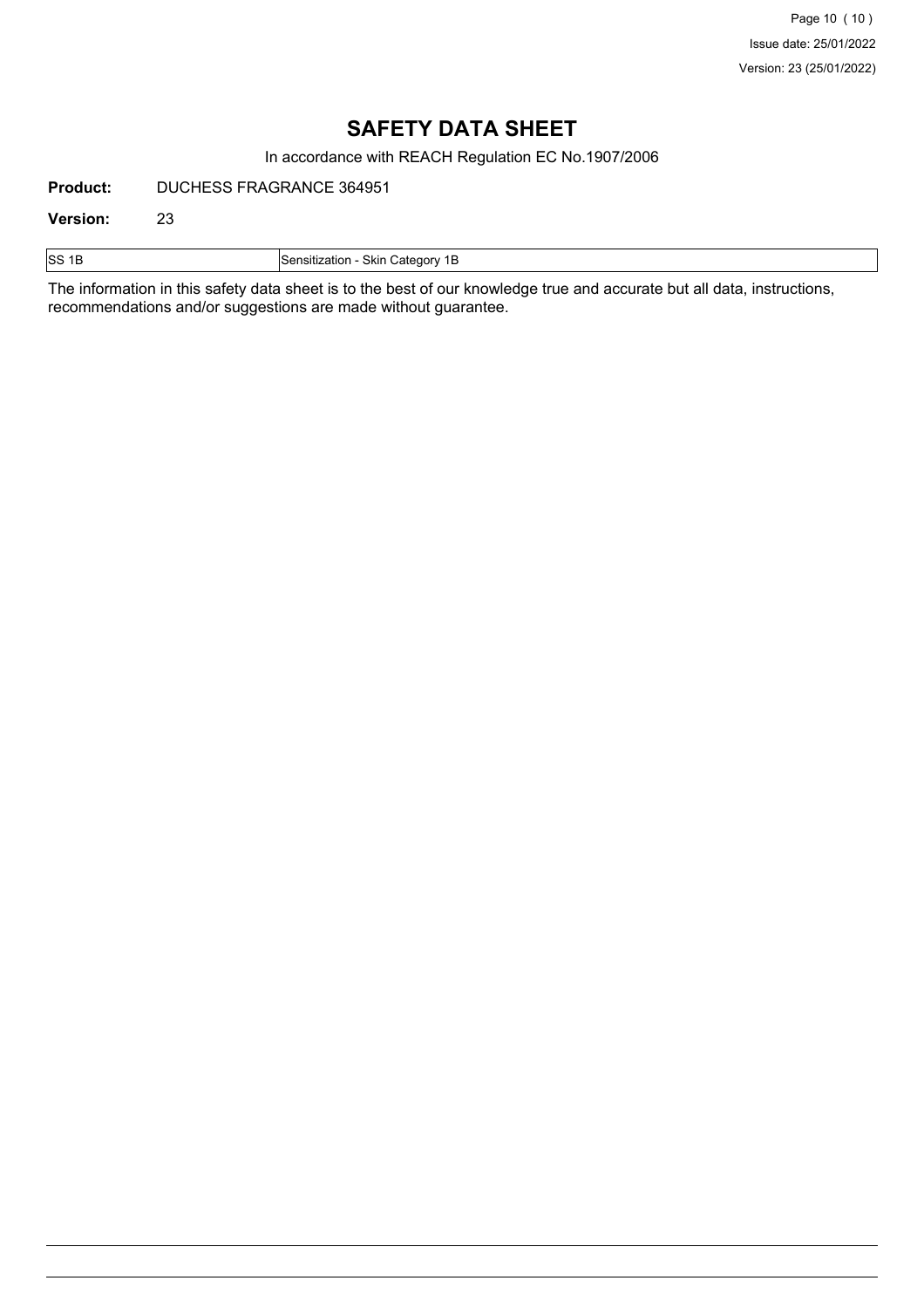# SAFETY DATA SHEET

In accordance with REACH Regulation EC No.1907/2006

**Product:** DUCHESS FRAGRANCE 364951

**Version:** 23

| | |
|---|---|
| SS 1B | Sensitization - Skin Category 1B |

The information in this safety data sheet is to the best of our knowledge true and accurate but all data, instructions, recommendations and/or suggestions are made without guarantee.